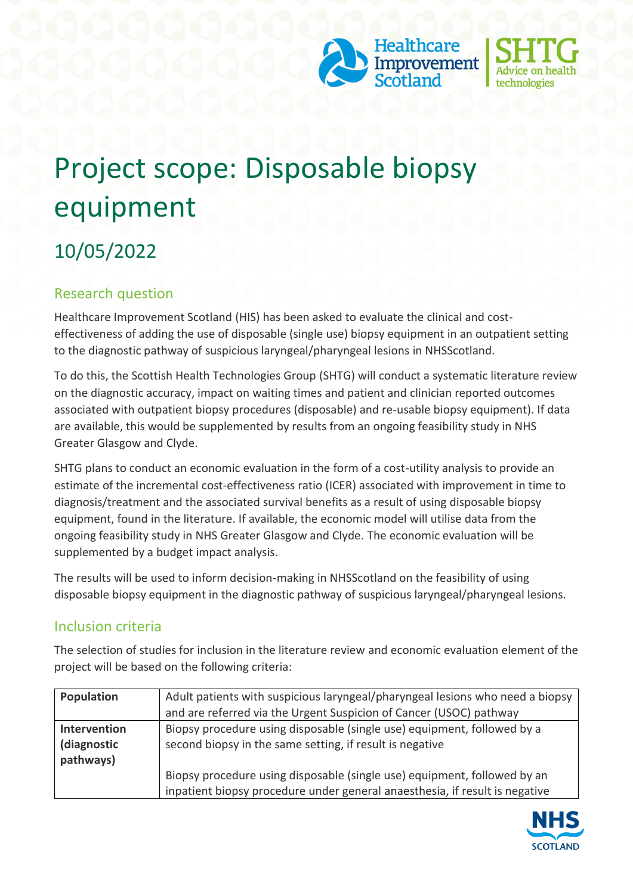# Project scope: Disposable biopsy equipment

## 10/05/2022

### Research question

Healthcare Improvement Scotland (HIS) has been asked to evaluate the clinical and cost-effectiveness of adding the use of disposable (single use) biopsy equipment in an outpatient setting to the diagnostic pathway of suspicious laryngeal/pharyngeal lesions in NHSScotland.

To do this, the Scottish Health Technologies Group (SHTG) will conduct a systematic literature review on the diagnostic accuracy, impact on waiting times and patient and clinician reported outcomes associated with outpatient biopsy procedures (disposable) and re-usable biopsy equipment). If data are available, this would be supplemented by results from an ongoing feasibility study in NHS Greater Glasgow and Clyde.

SHTG plans to conduct an economic evaluation in the form of a cost-utility analysis to provide an estimate of the incremental cost-effectiveness ratio (ICER) associated with improvement in time to diagnosis/treatment and the associated survival benefits as a result of using disposable biopsy equipment, found in the literature. If available, the economic model will utilise data from the ongoing feasibility study in NHS Greater Glasgow and Clyde. The economic evaluation will be supplemented by a budget impact analysis.

The results will be used to inform decision-making in NHSScotland on the feasibility of using disposable biopsy equipment in the diagnostic pathway of suspicious laryngeal/pharyngeal lesions.

### Inclusion criteria

The selection of studies for inclusion in the literature review and economic evaluation element of the project will be based on the following criteria:

| | |
|---|---|
| **Population** | Adult patients with suspicious laryngeal/pharyngeal lesions who need a biopsy and are referred via the Urgent Suspicion of Cancer (USOC) pathway |
| **Intervention (diagnostic pathways)** | Biopsy procedure using disposable (single use) equipment, followed by a second biopsy in the same setting, if result is negative<br><br>Biopsy procedure using disposable (single use) equipment, followed by an inpatient biopsy procedure under general anaesthesia, if result is negative |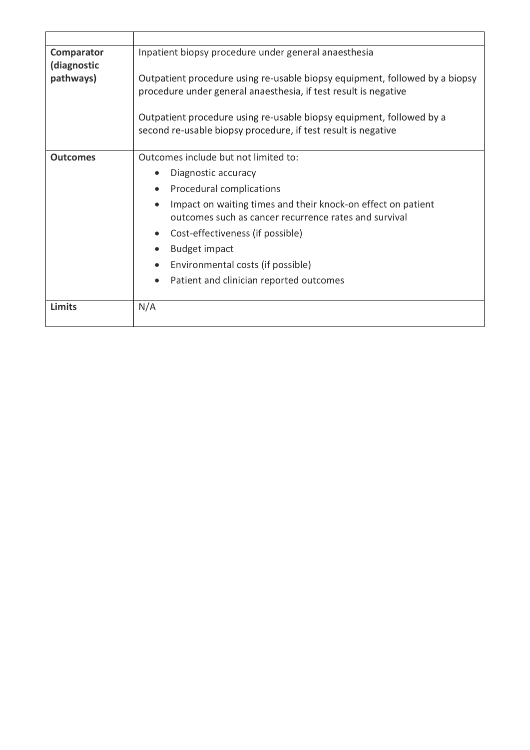| | |
|---|---|
| **Comparator (diagnostic pathways)** | Inpatient biopsy procedure under general anaesthesia<br><br>Outpatient procedure using re-usable biopsy equipment, followed by a biopsy procedure under general anaesthesia, if test result is negative<br><br>Outpatient procedure using re-usable biopsy equipment, followed by a second re-usable biopsy procedure, if test result is negative |
| **Outcomes** | Outcomes include but not limited to:<br>• Diagnostic accuracy<br>• Procedural complications<br>• Impact on waiting times and their knock-on effect on patient outcomes such as cancer recurrence rates and survival<br>• Cost-effectiveness (if possible)<br>• Budget impact<br>• Environmental costs (if possible)<br>• Patient and clinician reported outcomes |
| **Limits** | N/A |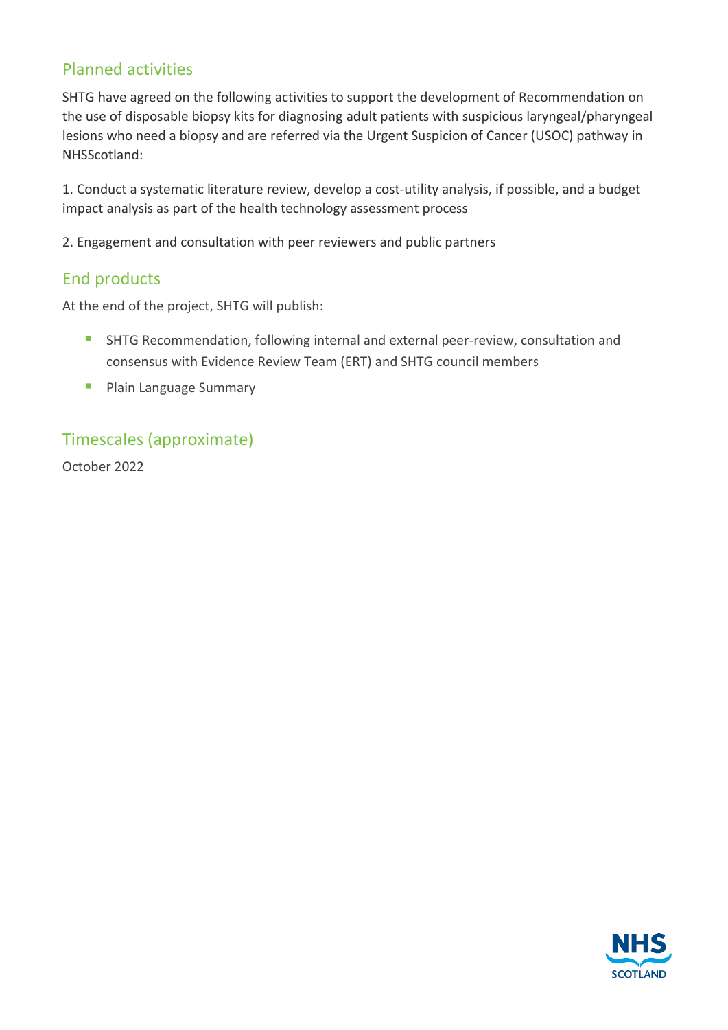## Planned activities

SHTG have agreed on the following activities to support the development of Recommendation on the use of disposable biopsy kits for diagnosing adult patients with suspicious laryngeal/pharyngeal lesions who need a biopsy and are referred via the Urgent Suspicion of Cancer (USOC) pathway in NHSScotland:

1. Conduct a systematic literature review, develop a cost-utility analysis, if possible, and a budget impact analysis as part of the health technology assessment process

2. Engagement and consultation with peer reviewers and public partners

## End products

At the end of the project, SHTG will publish:

- SHTG Recommendation, following internal and external peer-review, consultation and consensus with Evidence Review Team (ERT) and SHTG council members
- Plain Language Summary

## Timescales (approximate)

October 2022